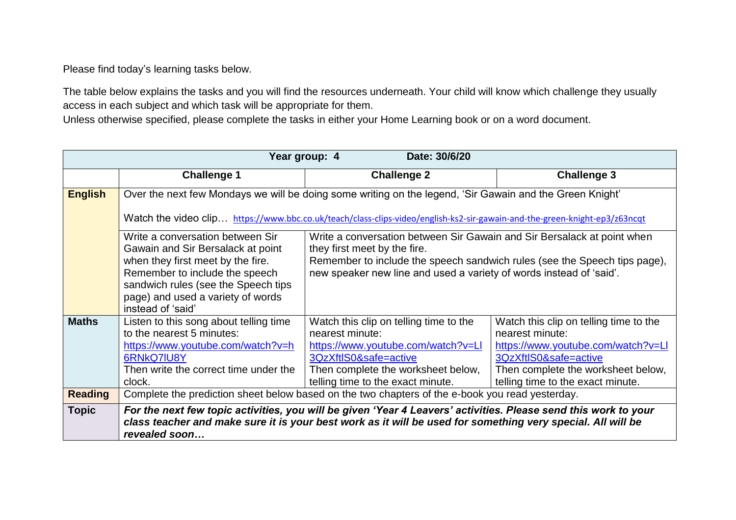Please find today's learning tasks below.

The table below explains the tasks and you will find the resources underneath. Your child will know which challenge they usually access in each subject and which task will be appropriate for them.
Unless otherwise specified, please complete the tasks in either your Home Learning book or on a word document.

| **Year group: 4 Date: 30/6/20** | | | |
|---|---|---|---|
| | **Challenge 1** | **Challenge 2** | **Challenge 3** |
| **English** | Over the next few Mondays we will be doing some writing on the legend, 'Sir Gawain and the Green Knight'<br><br>Watch the video clip… https://www.bbc.co.uk/teach/class-clips-video/english-ks2-sir-gawain-and-the-green-knight-ep3/z63ncqt | | |
| | Write a conversation between Sir Gawain and Sir Bersalack at point when they first meet by the fire. Remember to include the speech sandwich rules (see the Speech tips page) and used a variety of words instead of 'said' | Write a conversation between Sir Gawain and Sir Bersalack at point when they first meet by the fire. Remember to include the speech sandwich rules (see the Speech tips page), new speaker new line and used a variety of words instead of 'said'. | |
| **Maths** | Listen to this song about telling time to the nearest 5 minutes: https://www.youtube.com/watch?v=h6RNkQ7lU8Y Then write the correct time under the clock. | Watch this clip on telling time to the nearest minute: https://www.youtube.com/watch?v=Ll3QzXftlS0&safe=active Then complete the worksheet below, telling time to the exact minute. | Watch this clip on telling time to the nearest minute: https://www.youtube.com/watch?v=Ll3QzXftlS0&safe=active Then complete the worksheet below, telling time to the exact minute. |
| **Reading** | Complete the prediction sheet below based on the two chapters of the e-book you read yesterday. | | |
| **Topic** | ***For the next few topic activities, you will be given 'Year 4 Leavers' activities. Please send this work to your class teacher and make sure it is your best work as it will be used for something very special. All will be revealed soon…*** | | |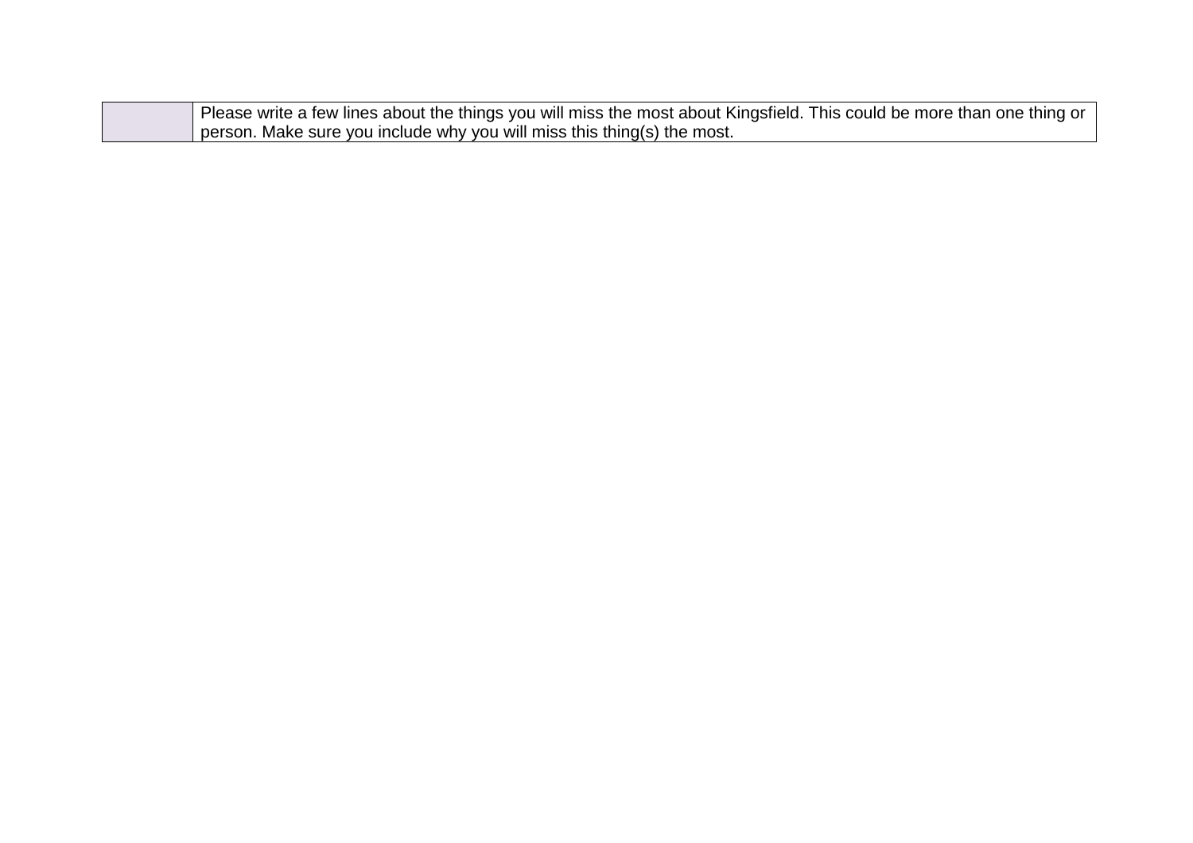| | Please write a few lines about the things you will miss the most about Kingsfield. This could be more than one thing or person. Make sure you include why you will miss this thing(s) the most. |
|---|---|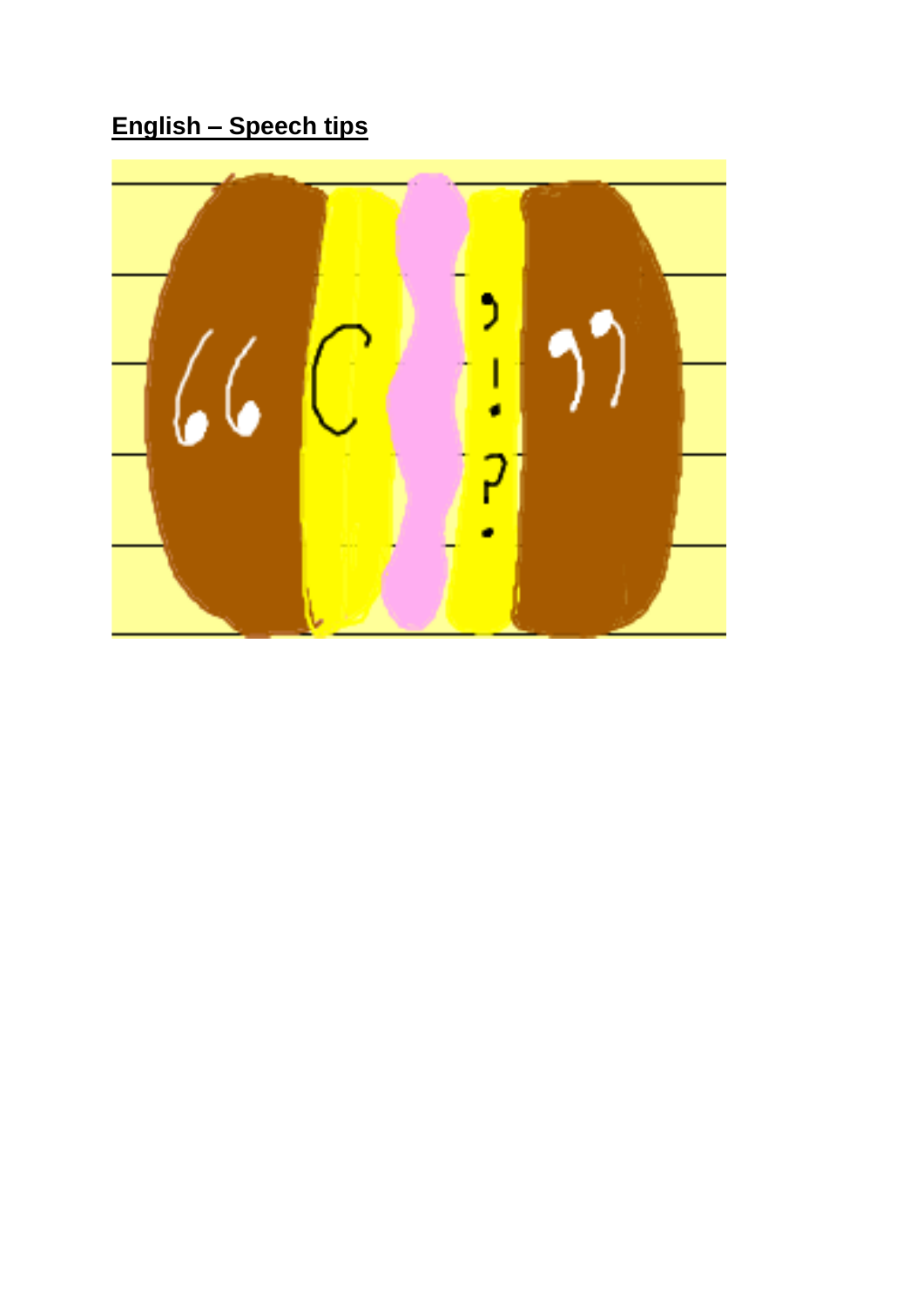**English – Speech tips**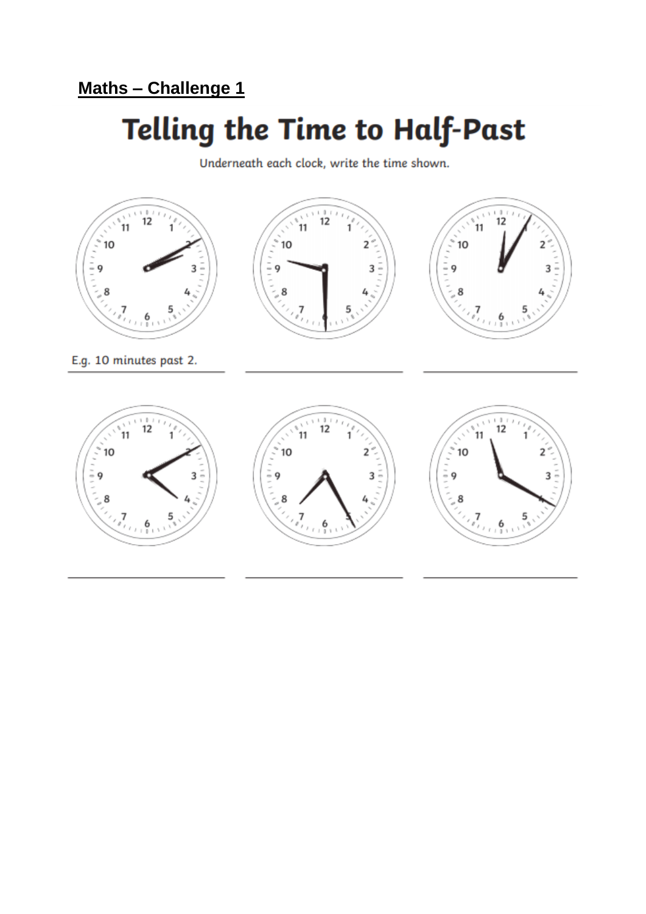**Maths – Challenge 1**

# Telling the Time to Half-Past

Underneath each clock, write the time shown.

E.g. 10 minutes past 2.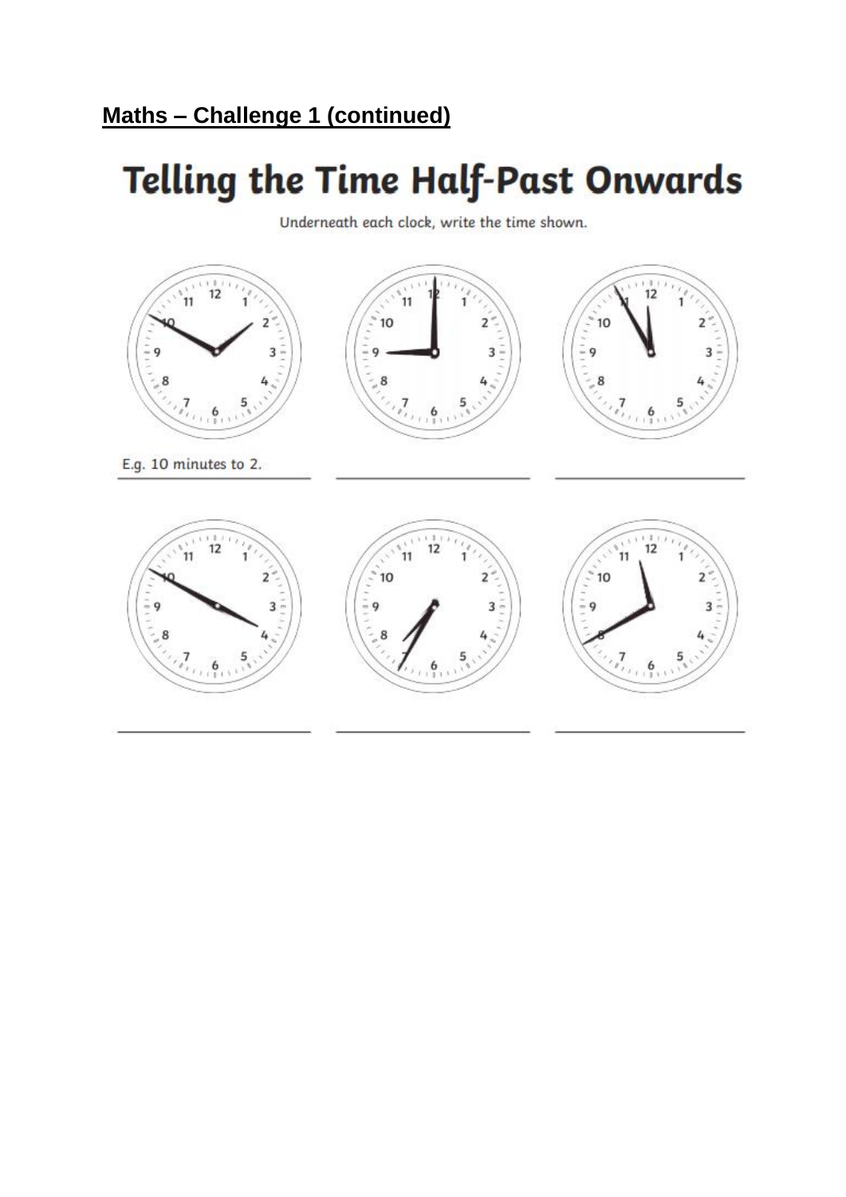**Maths – Challenge 1 (continued)**

# Telling the Time Half-Past Onwards

Underneath each clock, write the time shown.

E.g. 10 minutes to 2.

\_\_\_\_\_\_\_\_\_\_\_\_\_\_\_\_\_\_\_\_

\_\_\_\_\_\_\_\_\_\_\_\_\_\_\_\_\_\_\_\_

\_\_\_\_\_\_\_\_\_\_\_\_\_\_\_\_\_\_\_\_

\_\_\_\_\_\_\_\_\_\_\_\_\_\_\_\_\_\_\_\_

\_\_\_\_\_\_\_\_\_\_\_\_\_\_\_\_\_\_\_\_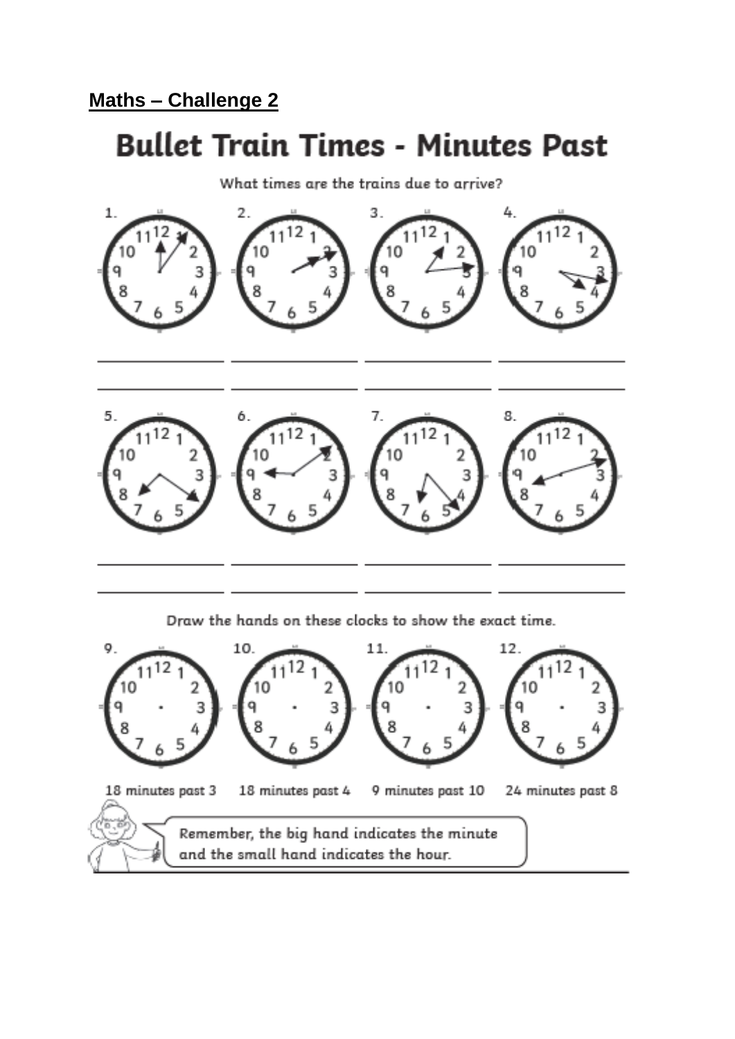**Maths – Challenge 2**

# Bullet Train Times - Minutes Past

What times are the trains due to arrive?

1.

2.

3.

4.

5.

6.

7.

8.

Draw the hands on these clocks to show the exact time.

9. 18 minutes past 3

10. 18 minutes past 4

11. 9 minutes past 10

12. 24 minutes past 8

Remember, the big hand indicates the minute and the small hand indicates the hour.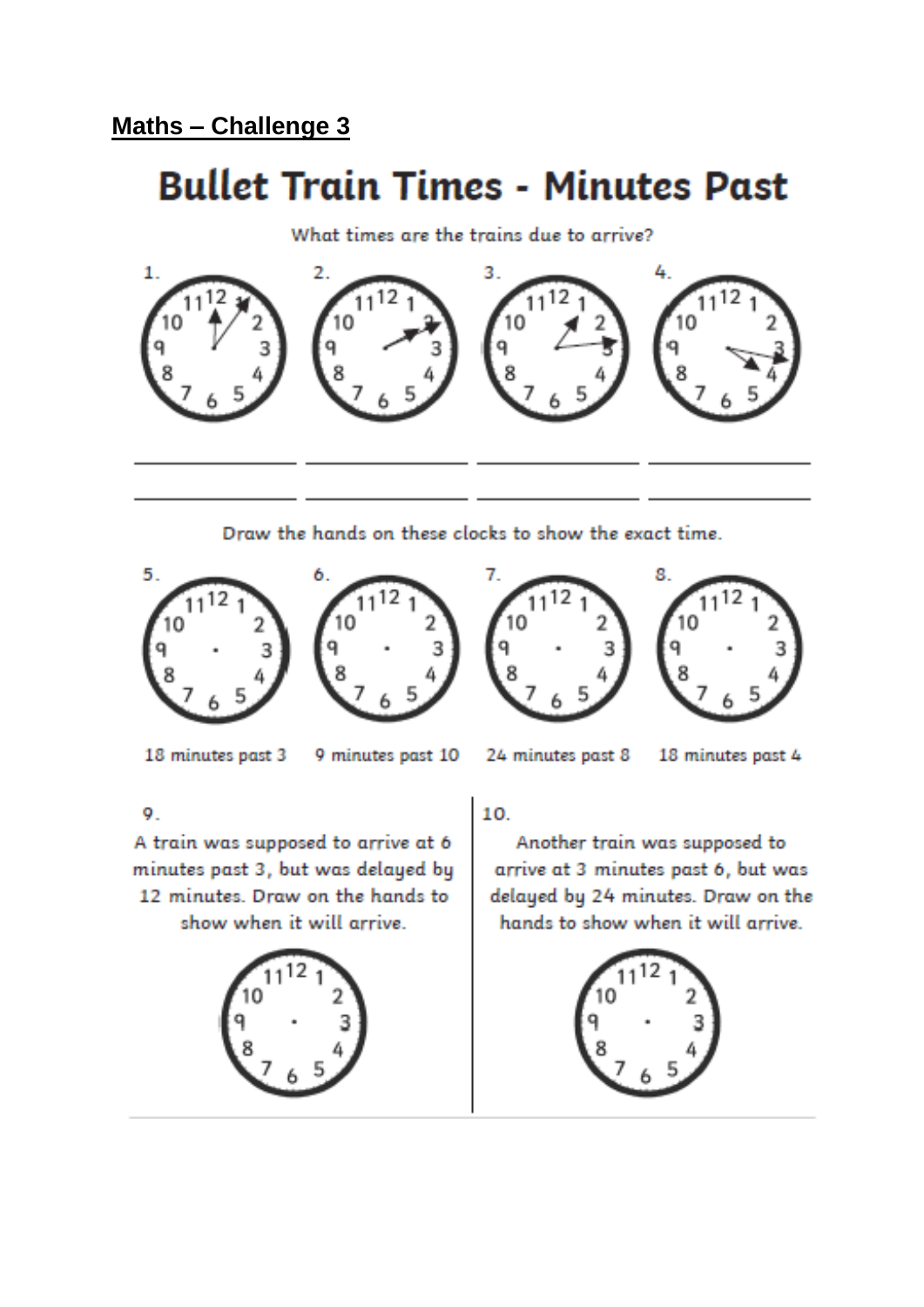## Maths – Challenge 3

# Bullet Train Times - Minutes Past

What times are the trains due to arrive?

1. ______________
2. ______________
3. ______________
4. ______________

Draw the hands on these clocks to show the exact time.

5. 18 minutes past 3
6. 9 minutes past 10
7. 24 minutes past 8
8. 18 minutes past 4

9. A train was supposed to arrive at 6 minutes past 3, but was delayed by 12 minutes. Draw on the hands to show when it will arrive.

10. Another train was supposed to arrive at 3 minutes past 6, but was delayed by 24 minutes. Draw on the hands to show when it will arrive.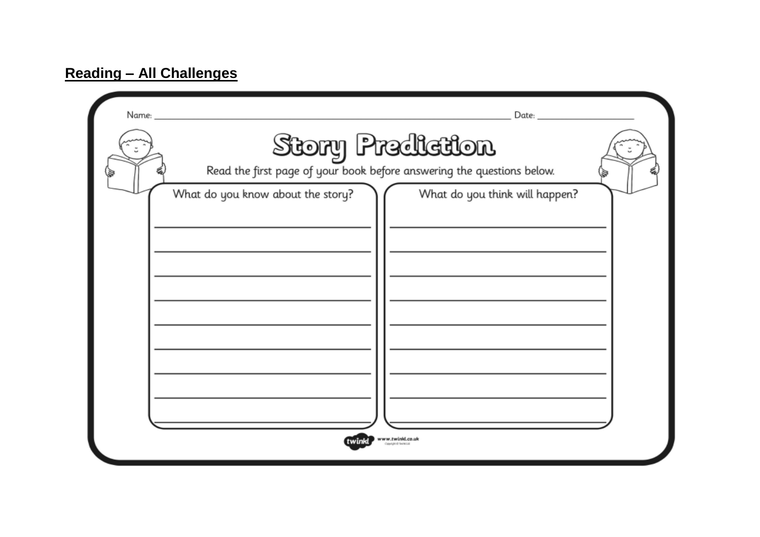**Reading – All Challenges**

Name: ______________________________ Date: ______________

# Story Prediction

Read the first page of your book before answering the questions below.

| What do you know about the story? | What do you think will happen? |
| --- | --- |
| | |
| | |
| | |
| | |
| | |
| | |
| | |
| | |
| | |

www.twinkl.co.uk